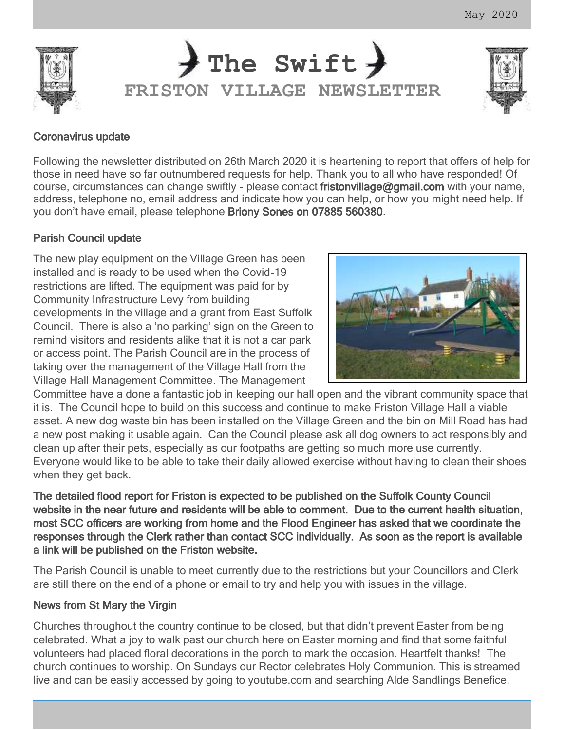# The Swift

## FRISTON VILLAGE NEWSLETTER

May 2020

### Coronavirus update

Following the newsletter distributed on 26th March 2020 it is heartening to report that offers of help for those in need have so far outnumbered requests for help. Thank you to all who have responded! Of course, circumstances can change swiftly - please contact fristonvillage@gmail.com with your name, address, telephone no, email address and indicate how you can help, or how you might need help. If you don't have email, please telephone Briony Sones on 07885 560380.

### Parish Council update

The new play equipment on the Village Green has been installed and is ready to be used when the Covid-19 restrictions are lifted. The equipment was paid for by Community Infrastructure Levy from building developments in the village and a grant from East Suffolk Council. There is also a 'no parking' sign on the Green to remind visitors and residents alike that it is not a car park or access point. The Parish Council are in the process of taking over the management of the Village Hall from the Village Hall Management Committee. The Management Committee have a done a fantastic job in keeping our hall open and the vibrant community space that it is. The Council hope to build on this success and continue to make Friston Village Hall a viable asset. A new dog waste bin has been installed on the Village Green and the bin on Mill Road has had a new post making it usable again. Can the Council please ask all dog owners to act responsibly and clean up after their pets, especially as our footpaths are getting so much more use currently. Everyone would like to be able to take their daily allowed exercise without having to clean their shoes when they get back.

**The detailed flood report for Friston is expected to be published on the Suffolk County Council website in the near future and residents will be able to comment. Due to the current health situation, most SCC officers are working from home and the Flood Engineer has asked that we coordinate the responses through the Clerk rather than contact SCC individually. As soon as the report is available a link will be published on the Friston website.**

The Parish Council is unable to meet currently due to the restrictions but your Councillors and Clerk are still there on the end of a phone or email to try and help you with issues in the village.

### News from St Mary the Virgin

Churches throughout the country continue to be closed, but that didn't prevent Easter from being celebrated. What a joy to walk past our church here on Easter morning and find that some faithful volunteers had placed floral decorations in the porch to mark the occasion. Heartfelt thanks! The church continues to worship. On Sundays our Rector celebrates Holy Communion. This is streamed live and can be easily accessed by going to youtube.com and searching Alde Sandlings Benefice.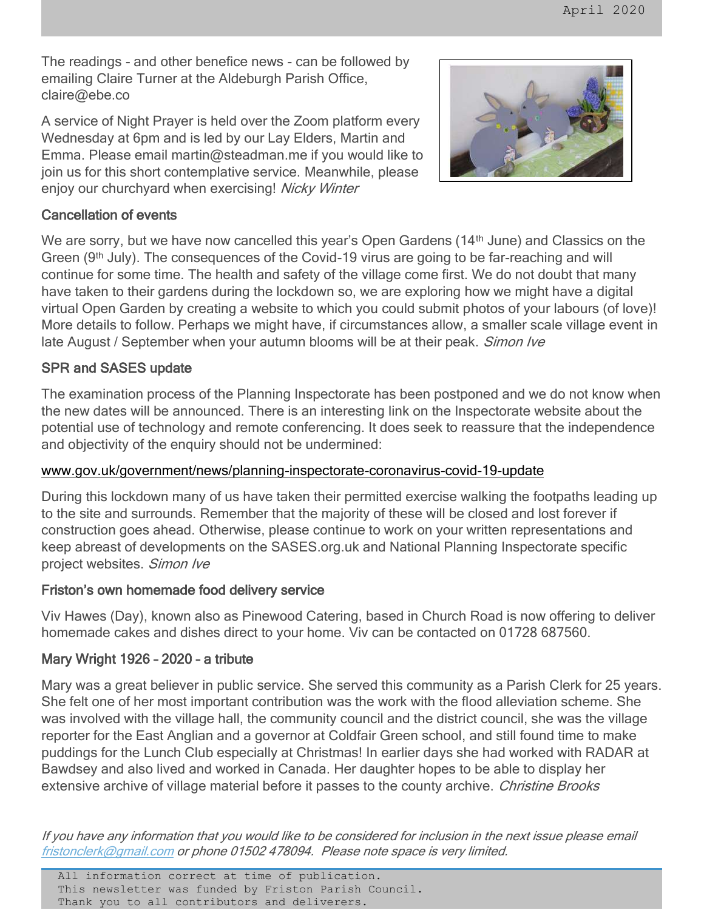The readings - and other benefice news - can be followed by emailing Claire Turner at the Aldeburgh Parish Office, claire@ebe.co

A service of Night Prayer is held over the Zoom platform every Wednesday at 6pm and is led by our Lay Elders, Martin and Emma. Please email martin@steadman.me if you would like to join us for this short contemplative service. Meanwhile, please enjoy our churchyard when exercising! *Nicky Winter*

### Cancellation of events

We are sorry, but we have now cancelled this year's Open Gardens (14th June) and Classics on the Green (9th July). The consequences of the Covid-19 virus are going to be far-reaching and will continue for some time. The health and safety of the village come first. We do not doubt that many have taken to their gardens during the lockdown so, we are exploring how we might have a digital virtual Open Garden by creating a website to which you could submit photos of your labours (of love)! More details to follow. Perhaps we might have, if circumstances allow, a smaller scale village event in late August / September when your autumn blooms will be at their peak. *Simon Ive*

### SPR and SASES update

The examination process of the Planning Inspectorate has been postponed and we do not know when the new dates will be announced. There is an interesting link on the Inspectorate website about the potential use of technology and remote conferencing. It does seek to reassure that the independence and objectivity of the enquiry should not be undermined:

www.gov.uk/government/news/planning-inspectorate-coronavirus-covid-19-update

During this lockdown many of us have taken their permitted exercise walking the footpaths leading up to the site and surrounds. Remember that the majority of these will be closed and lost forever if construction goes ahead. Otherwise, please continue to work on your written representations and keep abreast of developments on the SASES.org.uk and National Planning Inspectorate specific project websites. *Simon Ive*

### Friston's own homemade food delivery service

Viv Hawes (Day), known also as Pinewood Catering, based in Church Road is now offering to deliver homemade cakes and dishes direct to your home. Viv can be contacted on 01728 687560.

### Mary Wright 1926 – 2020 – a tribute

Mary was a great believer in public service. She served this community as a Parish Clerk for 25 years. She felt one of her most important contribution was the work with the flood alleviation scheme. She was involved with the village hall, the community council and the district council, she was the village reporter for the East Anglian and a governor at Coldfair Green school, and still found time to make puddings for the Lunch Club especially at Christmas! In earlier days she had worked with RADAR at Bawdsey and also lived and worked in Canada. Her daughter hopes to be able to display her extensive archive of village material before it passes to the county archive. *Christine Brooks*

*If you have any information that you would like to be considered for inclusion in the next issue please email fristonclerk@gmail.com or phone 01502 478094. Please note space is very limited.*

All information correct at time of publication.
This newsletter was funded by Friston Parish Council.
Thank you to all contributors and deliverers.